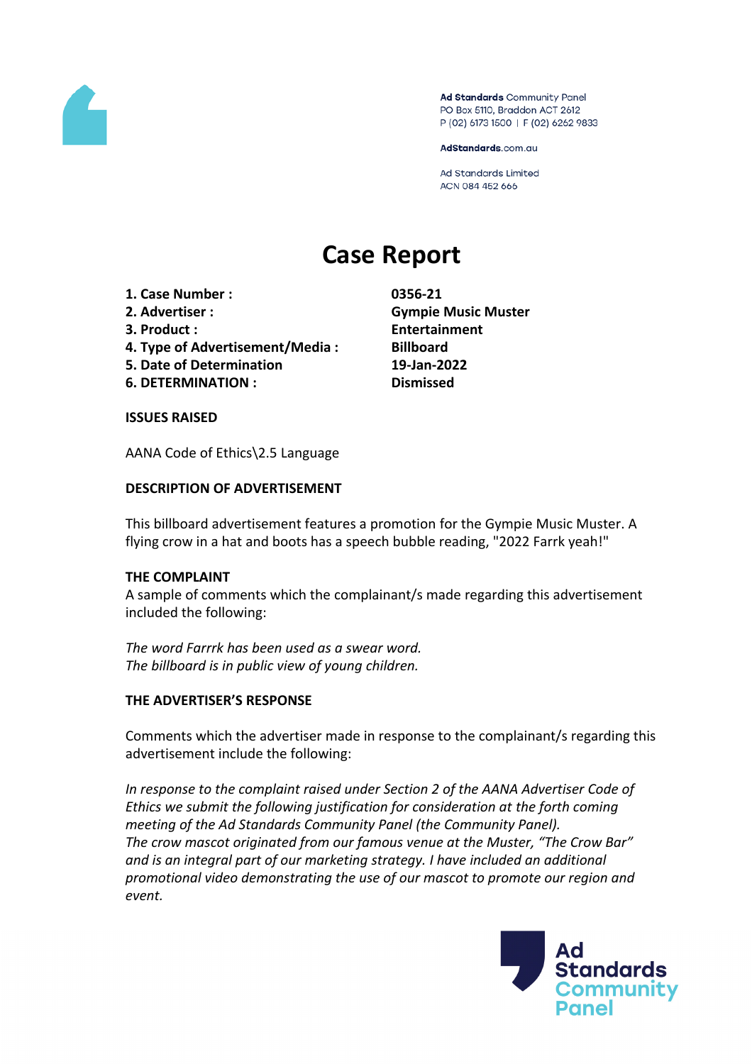Ad Standards Community Panel
PO Box 5110, Braddon ACT 2612
P (02) 6173 1500 | F (02) 6262 9833

AdStandards.com.au

Ad Standards Limited
ACN 084 452 666

# Case Report

| | |
|---|---|
| **1. Case Number :** | **0356-21** |
| **2. Advertiser :** | **Gympie Music Muster** |
| **3. Product :** | **Entertainment** |
| **4. Type of Advertisement/Media :** | **Billboard** |
| **5. Date of Determination** | **19-Jan-2022** |
| **6. DETERMINATION :** | **Dismissed** |

**ISSUES RAISED**

AANA Code of Ethics\2.5 Language

**DESCRIPTION OF ADVERTISEMENT**

This billboard advertisement features a promotion for the Gympie Music Muster. A flying crow in a hat and boots has a speech bubble reading, "2022 Farrk yeah!"

**THE COMPLAINT**

A sample of comments which the complainant/s made regarding this advertisement included the following:

*The word Farrrk has been used as a swear word.*
*The billboard is in public view of young children.*

**THE ADVERTISER'S RESPONSE**

Comments which the advertiser made in response to the complainant/s regarding this advertisement include the following:

*In response to the complaint raised under Section 2 of the AANA Advertiser Code of Ethics we submit the following justification for consideration at the forth coming meeting of the Ad Standards Community Panel (the Community Panel).*
*The crow mascot originated from our famous venue at the Muster, "The Crow Bar" and is an integral part of our marketing strategy. I have included an additional promotional video demonstrating the use of our mascot to promote our region and event.*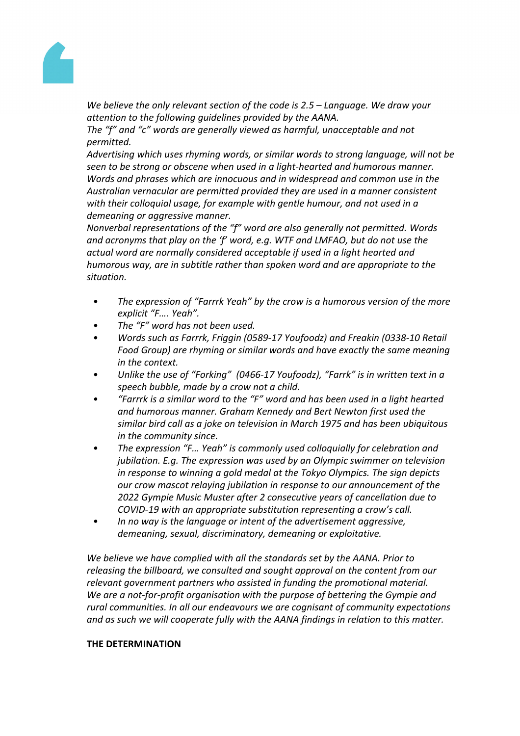*We believe the only relevant section of the code is 2.5 – Language. We draw your attention to the following guidelines provided by the AANA.*
*The "f" and "c" words are generally viewed as harmful, unacceptable and not permitted.*
*Advertising which uses rhyming words, or similar words to strong language, will not be seen to be strong or obscene when used in a light-hearted and humorous manner.*
*Words and phrases which are innocuous and in widespread and common use in the Australian vernacular are permitted provided they are used in a manner consistent with their colloquial usage, for example with gentle humour, and not used in a demeaning or aggressive manner.*
*Nonverbal representations of the "f" word are also generally not permitted. Words and acronyms that play on the 'f' word, e.g. WTF and LMFAO, but do not use the actual word are normally considered acceptable if used in a light hearted and humorous way, are in subtitle rather than spoken word and are appropriate to the situation.*

- *The expression of "Farrrk Yeah" by the crow is a humorous version of the more explicit "F…. Yeah".*
- *The "F" word has not been used.*
- *Words such as Farrrk, Friggin (0589-17 Youfoodz) and Freakin (0338-10 Retail Food Group) are rhyming or similar words and have exactly the same meaning in the context.*
- *Unlike the use of "Forking" (0466-17 Youfoodz), "Farrk" is in written text in a speech bubble, made by a crow not a child.*
- *"Farrrk is a similar word to the "F" word and has been used in a light hearted and humorous manner. Graham Kennedy and Bert Newton first used the similar bird call as a joke on television in March 1975 and has been ubiquitous in the community since.*
- *The expression "F… Yeah" is commonly used colloquially for celebration and jubilation. E.g. The expression was used by an Olympic swimmer on television in response to winning a gold medal at the Tokyo Olympics. The sign depicts our crow mascot relaying jubilation in response to our announcement of the 2022 Gympie Music Muster after 2 consecutive years of cancellation due to COVID-19 with an appropriate substitution representing a crow's call.*
- *In no way is the language or intent of the advertisement aggressive, demeaning, sexual, discriminatory, demeaning or exploitative.*

*We believe we have complied with all the standards set by the AANA. Prior to releasing the billboard, we consulted and sought approval on the content from our relevant government partners who assisted in funding the promotional material. We are a not-for-profit organisation with the purpose of bettering the Gympie and rural communities. In all our endeavours we are cognisant of community expectations and as such we will cooperate fully with the AANA findings in relation to this matter.*

**THE DETERMINATION**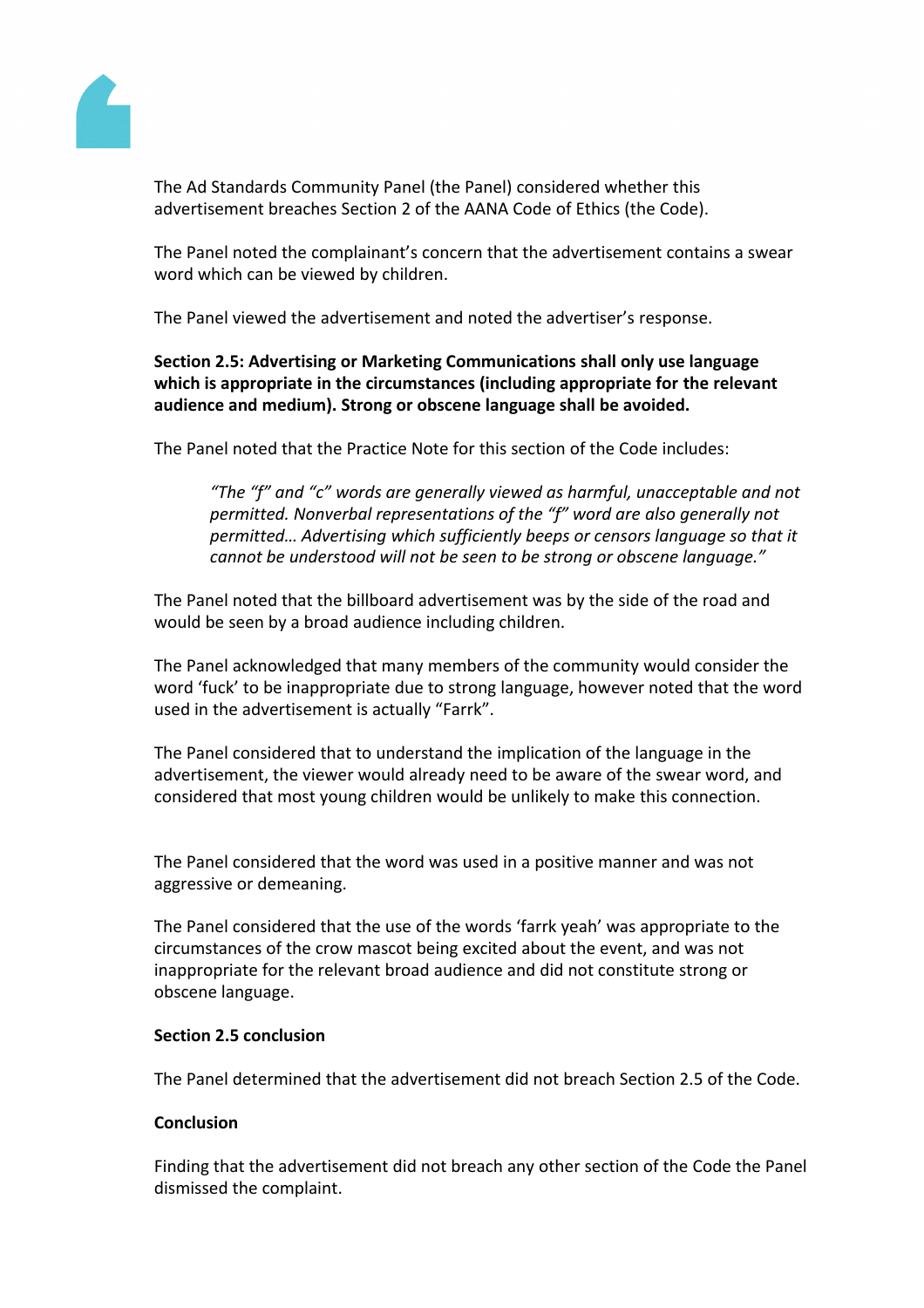The Ad Standards Community Panel (the Panel) considered whether this advertisement breaches Section 2 of the AANA Code of Ethics (the Code).

The Panel noted the complainant's concern that the advertisement contains a swear word which can be viewed by children.

The Panel viewed the advertisement and noted the advertiser's response.

**Section 2.5: Advertising or Marketing Communications shall only use language which is appropriate in the circumstances (including appropriate for the relevant audience and medium). Strong or obscene language shall be avoided.**

The Panel noted that the Practice Note for this section of the Code includes:

> *"The "f" and "c" words are generally viewed as harmful, unacceptable and not permitted. Nonverbal representations of the "f" word are also generally not permitted… Advertising which sufficiently beeps or censors language so that it cannot be understood will not be seen to be strong or obscene language."*

The Panel noted that the billboard advertisement was by the side of the road and would be seen by a broad audience including children.

The Panel acknowledged that many members of the community would consider the word 'fuck' to be inappropriate due to strong language, however noted that the word used in the advertisement is actually "Farrk".

The Panel considered that to understand the implication of the language in the advertisement, the viewer would already need to be aware of the swear word, and considered that most young children would be unlikely to make this connection.

The Panel considered that the word was used in a positive manner and was not aggressive or demeaning.

The Panel considered that the use of the words 'farrk yeah' was appropriate to the circumstances of the crow mascot being excited about the event, and was not inappropriate for the relevant broad audience and did not constitute strong or obscene language.

**Section 2.5 conclusion**

The Panel determined that the advertisement did not breach Section 2.5 of the Code.

**Conclusion**

Finding that the advertisement did not breach any other section of the Code the Panel dismissed the complaint.